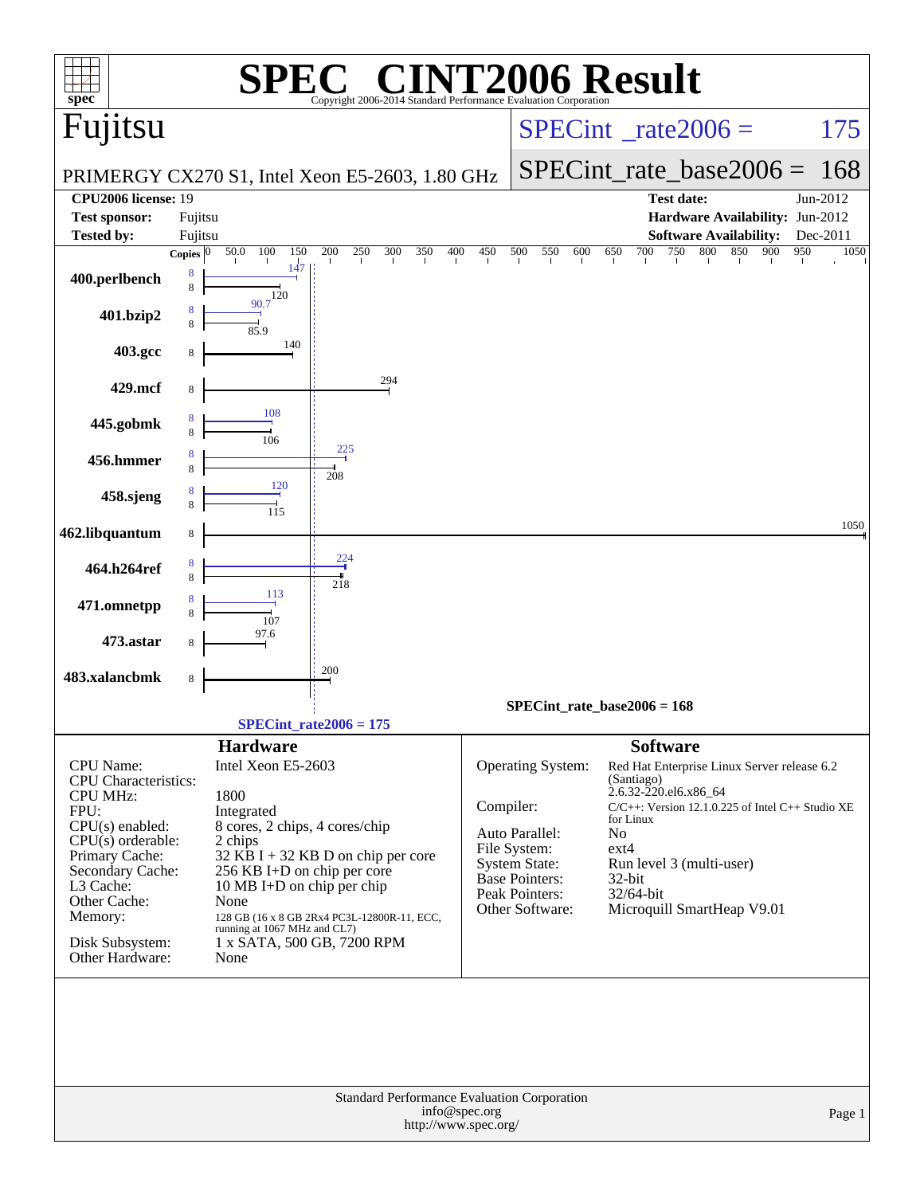# SPEC CINT2006 Result

Copyright 2006-2014 Standard Performance Evaluation Corporation

## Fujitsu

PRIMERGY CX270 S1, Intel Xeon E5-2603, 1.80 GHz

SPECint_rate2006 = 175

SPECint_rate_base2006 = 168

| | | | |
|---|---|---|---|
| **CPU2006 license:** | 19 | **Test date:** | Jun-2012 |
| **Test sponsor:** | Fujitsu | **Hardware Availability:** | Jun-2012 |
| **Tested by:** | Fujitsu | **Software Availability:** | Dec-2011 |

| Benchmark | Copies (peak) | Peak | Copies (base) | Base |
|---|---|---|---|---|
| 400.perlbench | 8 | 147 | 8 | 120 |
| 401.bzip2 | 8 | 90.7 | 8 | 85.9 |
| 403.gcc | | | 8 | 140 |
| 429.mcf | | | 8 | 294 |
| 445.gobmk | 8 | 108 | 8 | 106 |
| 456.hmmer | 8 | 225 | 8 | 208 |
| 458.sjeng | 8 | 120 | 8 | 115 |
| 462.libquantum | | | 8 | 1050 |
| 464.h264ref | 8 | 224 | 8 | 218 |
| 471.omnetpp | 8 | 113 | 8 | 107 |
| 473.astar | | | 8 | 97.6 |
| 483.xalancbmk | | | 8 | 200 |

SPECint_rate_base2006 = 168

SPECint_rate2006 = 175

### Hardware

| | |
|---|---|
| CPU Name: | Intel Xeon E5-2603 |
| CPU Characteristics: | |
| CPU MHz: | 1800 |
| FPU: | Integrated |
| CPU(s) enabled: | 8 cores, 2 chips, 4 cores/chip |
| CPU(s) orderable: | 2 chips |
| Primary Cache: | 32 KB I + 32 KB D on chip per core |
| Secondary Cache: | 256 KB I+D on chip per core |
| L3 Cache: | 10 MB I+D on chip per chip |
| Other Cache: | None |
| Memory: | 128 GB (16 x 8 GB 2Rx4 PC3L-12800R-11, ECC, running at 1067 MHz and CL7) |
| Disk Subsystem: | 1 x SATA, 500 GB, 7200 RPM |
| Other Hardware: | None |

### Software

| | |
|---|---|
| Operating System: | Red Hat Enterprise Linux Server release 6.2 (Santiago) 2.6.32-220.el6.x86_64 |
| Compiler: | C/C++: Version 12.1.0.225 of Intel C++ Studio XE for Linux |
| Auto Parallel: | No |
| File System: | ext4 |
| System State: | Run level 3 (multi-user) |
| Base Pointers: | 32-bit |
| Peak Pointers: | 32/64-bit |
| Other Software: | Microquill SmartHeap V9.01 |

Standard Performance Evaluation Corporation
info@spec.org
http://www.spec.org/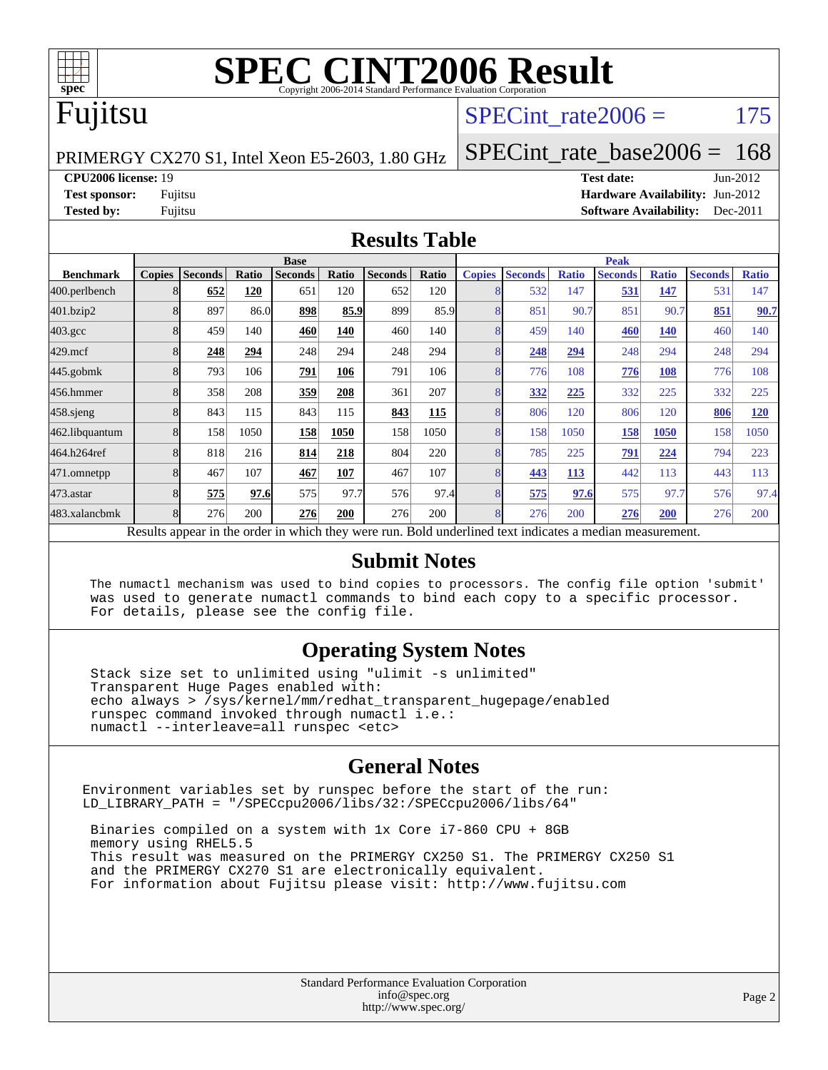# SPEC CINT2006 Result

Copyright 2006-2014 Standard Performance Evaluation Corporation

# Fujitsu

PRIMERGY CX270 S1, Intel Xeon E5-2603, 1.80 GHz

SPECint_rate2006 = 175

SPECint_rate_base2006 = 168

**CPU2006 license:** 19
**Test sponsor:** Fujitsu
**Tested by:** Fujitsu

**Test date:** Jun-2012
**Hardware Availability:** Jun-2012
**Software Availability:** Dec-2011

## Results Table

| Benchmark | Base | | | | | | | Peak | | | | | | |
|---|---|---|---|---|---|---|---|---|---|---|---|---|---|---|
| | Copies | Seconds | Ratio | Seconds | Ratio | Seconds | Ratio | Copies | Seconds | Ratio | Seconds | Ratio | Seconds | Ratio |
| 400.perlbench | 8 | **652** | **120** | 651 | 120 | 652 | 120 | 8 | 532 | 147 | **531** | **147** | 531 | 147 |
| 401.bzip2 | 8 | 897 | 86.0 | **898** | **85.9** | 899 | 85.9 | 8 | 851 | 90.7 | 851 | 90.7 | **851** | **90.7** |
| 403.gcc | 8 | 459 | 140 | **460** | **140** | 460 | 140 | 8 | 459 | 140 | **460** | **140** | 460 | 140 |
| 429.mcf | 8 | **248** | **294** | 248 | 294 | 248 | 294 | 8 | **248** | **294** | 248 | 294 | 248 | 294 |
| 445.gobmk | 8 | 793 | 106 | **791** | **106** | 791 | 106 | 8 | 776 | 108 | **776** | **108** | 776 | 108 |
| 456.hmmer | 8 | 358 | 208 | **359** | **208** | 361 | 207 | 8 | **332** | **225** | 332 | 225 | 332 | 225 |
| 458.sjeng | 8 | 843 | 115 | 843 | 115 | **843** | **115** | 8 | 806 | 120 | 806 | 120 | **806** | **120** |
| 462.libquantum | 8 | 158 | 1050 | **158** | **1050** | 158 | 1050 | 8 | 158 | 1050 | **158** | **1050** | 158 | 1050 |
| 464.h264ref | 8 | 818 | 216 | **814** | **218** | 804 | 220 | 8 | 785 | 225 | **791** | **224** | 794 | 223 |
| 471.omnetpp | 8 | 467 | 107 | **467** | **107** | 467 | 107 | 8 | **443** | **113** | 442 | 113 | 443 | 113 |
| 473.astar | 8 | **575** | **97.6** | 575 | 97.7 | 576 | 97.4 | 8 | **575** | **97.6** | 575 | 97.7 | 576 | 97.4 |
| 483.xalancbmk | 8 | 276 | 200 | **276** | **200** | 276 | 200 | 8 | 276 | 200 | **276** | **200** | 276 | 200 |

Results appear in the order in which they were run. Bold underlined text indicates a median measurement.

## Submit Notes

```
The numactl mechanism was used to bind copies to processors. The config file option 'submit'
was used to generate numactl commands to bind each copy to a specific processor.
For details, please see the config file.
```

## Operating System Notes

```
Stack size set to unlimited using "ulimit -s unlimited"
Transparent Huge Pages enabled with:
echo always > /sys/kernel/mm/redhat_transparent_hugepage/enabled
runspec command invoked through numactl i.e.:
numactl --interleave=all runspec <etc>
```

## General Notes

```
Environment variables set by runspec before the start of the run:
LD_LIBRARY_PATH = "/SPECcpu2006/libs/32:/SPECcpu2006/libs/64"

 Binaries compiled on a system with 1x Core i7-860 CPU + 8GB
 memory using RHEL5.5
 This result was measured on the PRIMERGY CX250 S1. The PRIMERGY CX250 S1
 and the PRIMERGY CX270 S1 are electronically equivalent.
 For information about Fujitsu please visit: http://www.fujitsu.com
```

Standard Performance Evaluation Corporation
info@spec.org
http://www.spec.org/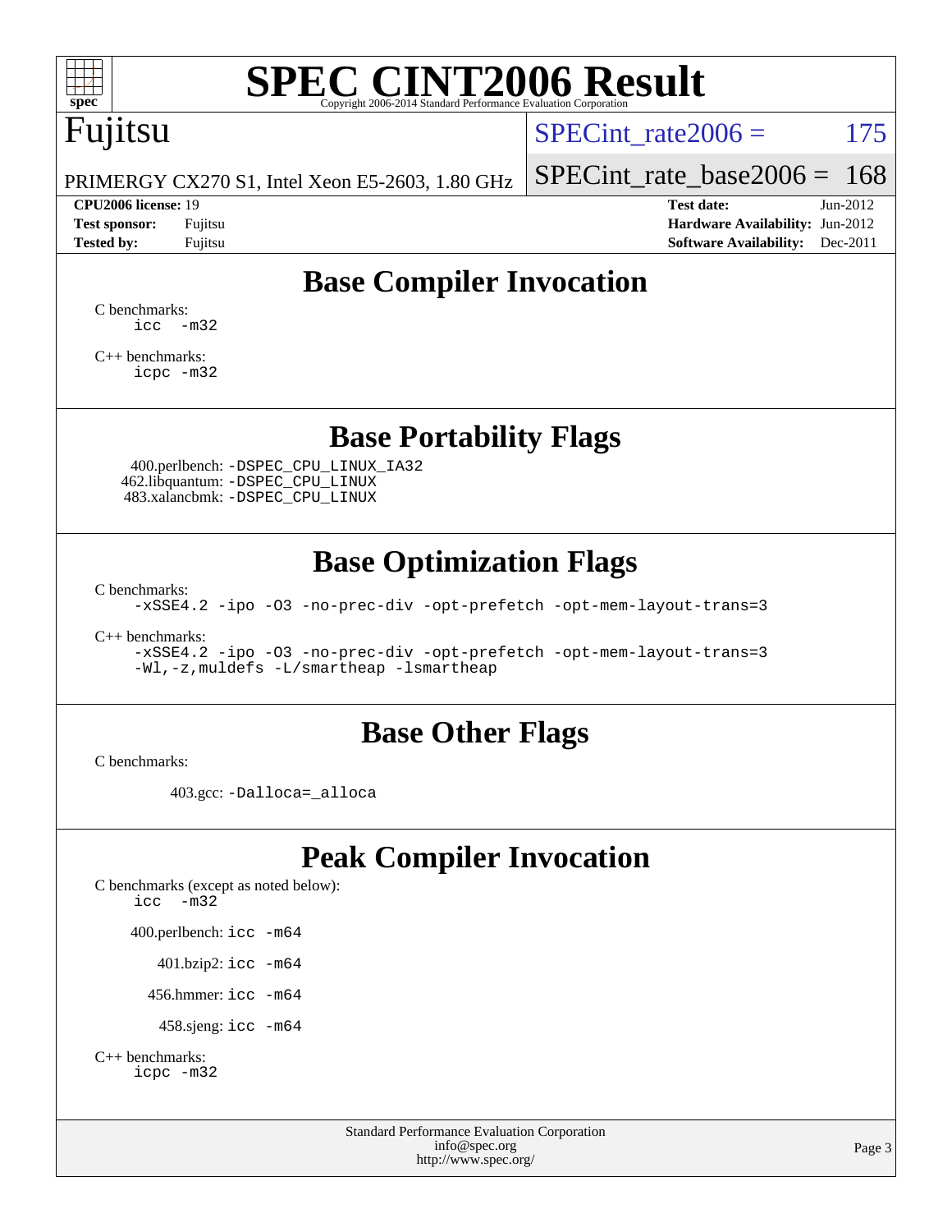# SPEC CINT2006 Result

Copyright 2006-2014 Standard Performance Evaluation Corporation

## Fujitsu

PRIMERGY CX270 S1, Intel Xeon E5-2603, 1.80 GHz

SPECint_rate2006 = 175

SPECint_rate_base2006 = 168

| | | | |
|---|---|---|---|
| **CPU2006 license:** 19 | | **Test date:** | Jun-2012 |
| **Test sponsor:** | Fujitsu | **Hardware Availability:** | Jun-2012 |
| **Tested by:** | Fujitsu | **Software Availability:** | Dec-2011 |

## Base Compiler Invocation

C benchmarks:
```
icc   -m32
```

C++ benchmarks:
```
icpc -m32
```

## Base Portability Flags

400.perlbench: `-DSPEC_CPU_LINUX_IA32`
462.libquantum: `-DSPEC_CPU_LINUX`
483.xalancbmk: `-DSPEC_CPU_LINUX`

## Base Optimization Flags

C benchmarks:
```
-xSSE4.2 -ipo -O3 -no-prec-div -opt-prefetch -opt-mem-layout-trans=3
```

C++ benchmarks:
```
-xSSE4.2 -ipo -O3 -no-prec-div -opt-prefetch -opt-mem-layout-trans=3
-Wl,-z,muldefs -L/smartheap -lsmartheap
```

## Base Other Flags

C benchmarks:

403.gcc: `-Dalloca=_alloca`

## Peak Compiler Invocation

C benchmarks (except as noted below):
```
icc   -m32
```

400.perlbench: `icc -m64`

401.bzip2: `icc -m64`

456.hmmer: `icc -m64`

458.sjeng: `icc -m64`

C++ benchmarks:
```
icpc -m32
```

Standard Performance Evaluation Corporation
info@spec.org
http://www.spec.org/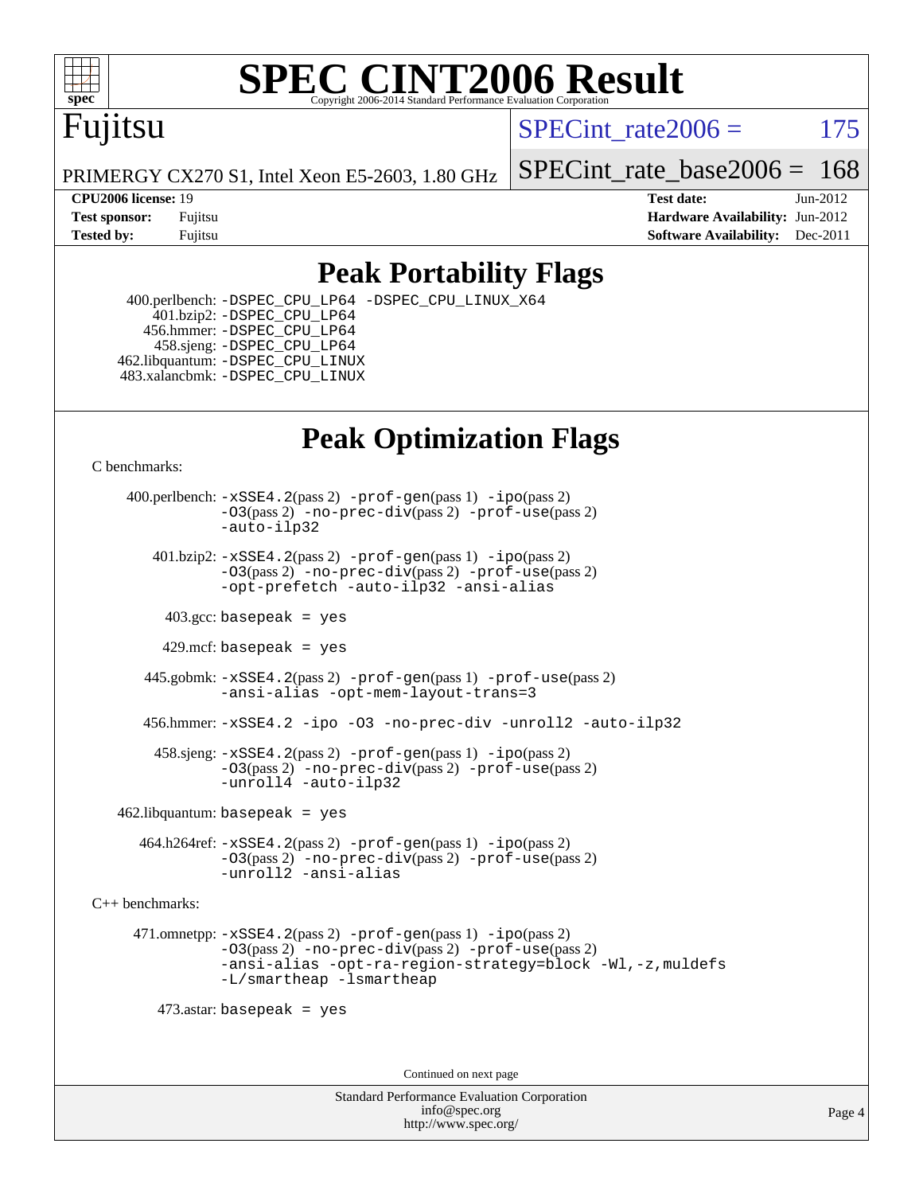# SPEC CINT2006 Result

Copyright 2006-2014 Standard Performance Evaluation Corporation

## Fujitsu

PRIMERGY CX270 S1, Intel Xeon E5-2603, 1.80 GHz

SPECint_rate2006 = 175

SPECint_rate_base2006 = 168

| | | | |
|---|---|---|---|
| **CPU2006 license:** | 19 | **Test date:** | Jun-2012 |
| **Test sponsor:** | Fujitsu | **Hardware Availability:** | Jun-2012 |
| **Tested by:** | Fujitsu | **Software Availability:** | Dec-2011 |

## Peak Portability Flags

400.perlbench: -DSPEC_CPU_LP64 -DSPEC_CPU_LINUX_X64
401.bzip2: -DSPEC_CPU_LP64
456.hmmer: -DSPEC_CPU_LP64
458.sjeng: -DSPEC_CPU_LP64
462.libquantum: -DSPEC_CPU_LINUX
483.xalancbmk: -DSPEC_CPU_LINUX

## Peak Optimization Flags

C benchmarks:

400.perlbench: -xSSE4.2(pass 2) -prof-gen(pass 1) -ipo(pass 2) -O3(pass 2) -no-prec-div(pass 2) -prof-use(pass 2) -auto-ilp32

401.bzip2: -xSSE4.2(pass 2) -prof-gen(pass 1) -ipo(pass 2) -O3(pass 2) -no-prec-div(pass 2) -prof-use(pass 2) -opt-prefetch -auto-ilp32 -ansi-alias

403.gcc: basepeak = yes

429.mcf: basepeak = yes

445.gobmk: -xSSE4.2(pass 2) -prof-gen(pass 1) -prof-use(pass 2) -ansi-alias -opt-mem-layout-trans=3

456.hmmer: -xSSE4.2 -ipo -O3 -no-prec-div -unroll2 -auto-ilp32

458.sjeng: -xSSE4.2(pass 2) -prof-gen(pass 1) -ipo(pass 2) -O3(pass 2) -no-prec-div(pass 2) -prof-use(pass 2) -unroll4 -auto-ilp32

462.libquantum: basepeak = yes

464.h264ref: -xSSE4.2(pass 2) -prof-gen(pass 1) -ipo(pass 2) -O3(pass 2) -no-prec-div(pass 2) -prof-use(pass 2) -unroll2 -ansi-alias

C++ benchmarks:

471.omnetpp: -xSSE4.2(pass 2) -prof-gen(pass 1) -ipo(pass 2) -O3(pass 2) -no-prec-div(pass 2) -prof-use(pass 2) -ansi-alias -opt-ra-region-strategy=block -Wl,-z,muldefs -L/smartheap -lsmartheap

473.astar: basepeak = yes

Continued on next page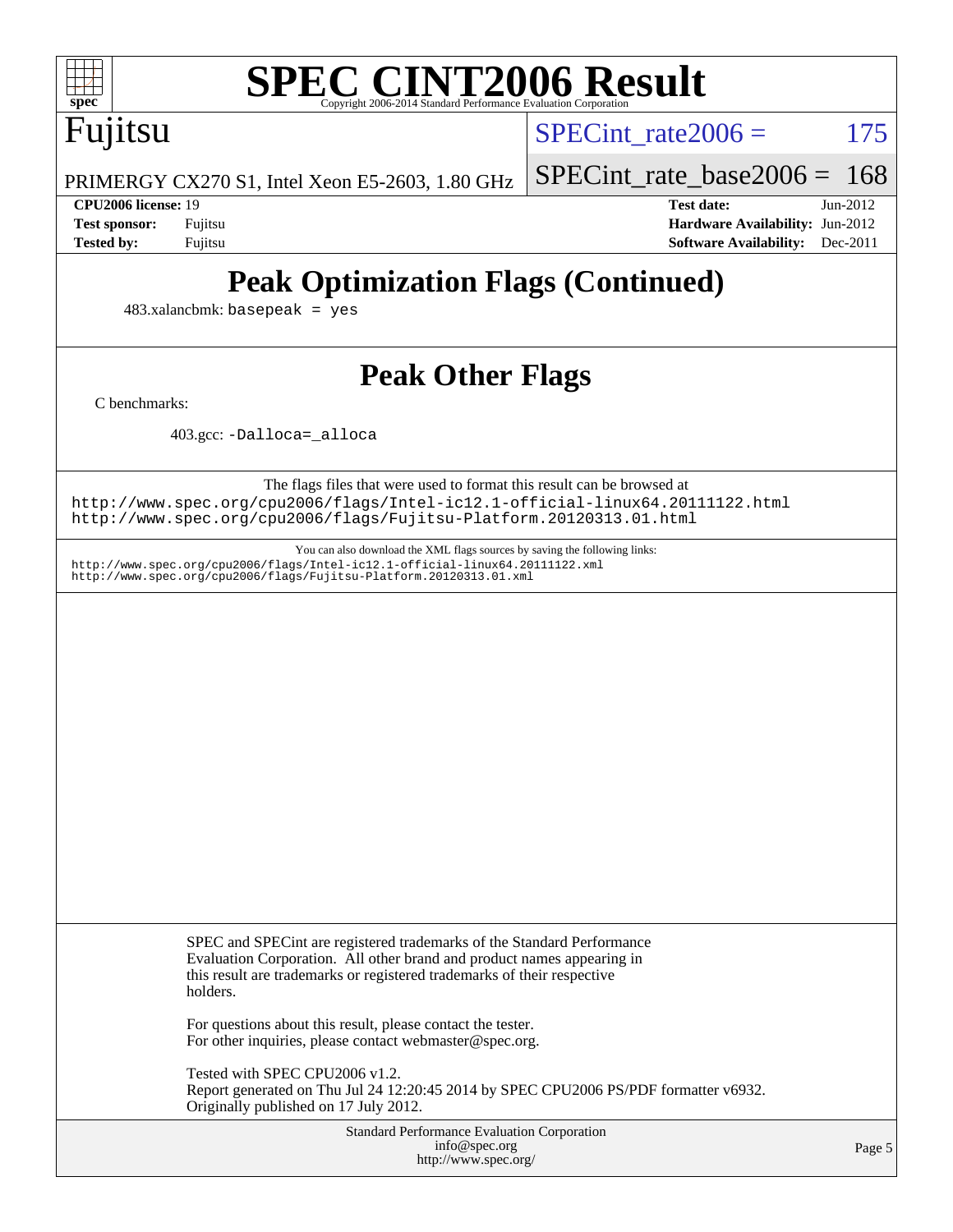# SPEC CINT2006 Result

Copyright 2006-2014 Standard Performance Evaluation Corporation

Fujitsu

PRIMERGY CX270 S1, Intel Xeon E5-2603, 1.80 GHz

SPECint_rate2006 = 175

SPECint_rate_base2006 = 168

**CPU2006 license:** 19
**Test sponsor:** Fujitsu
**Tested by:** Fujitsu

**Test date:** Jun-2012
**Hardware Availability:** Jun-2012
**Software Availability:** Dec-2011

## Peak Optimization Flags (Continued)

483.xalancbmk: basepeak = yes

## Peak Other Flags

C benchmarks:

403.gcc: -Dalloca=_alloca

The flags files that were used to format this result can be browsed at
http://www.spec.org/cpu2006/flags/Intel-ic12.1-official-linux64.20111122.html
http://www.spec.org/cpu2006/flags/Fujitsu-Platform.20120313.01.html

You can also download the XML flags sources by saving the following links:
http://www.spec.org/cpu2006/flags/Intel-ic12.1-official-linux64.20111122.xml
http://www.spec.org/cpu2006/flags/Fujitsu-Platform.20120313.01.xml

SPEC and SPECint are registered trademarks of the Standard Performance Evaluation Corporation. All other brand and product names appearing in this result are trademarks or registered trademarks of their respective holders.

For questions about this result, please contact the tester.
For other inquiries, please contact webmaster@spec.org.

Tested with SPEC CPU2006 v1.2.
Report generated on Thu Jul 24 12:20:45 2014 by SPEC CPU2006 PS/PDF formatter v6932.
Originally published on 17 July 2012.

Standard Performance Evaluation Corporation
info@spec.org
http://www.spec.org/